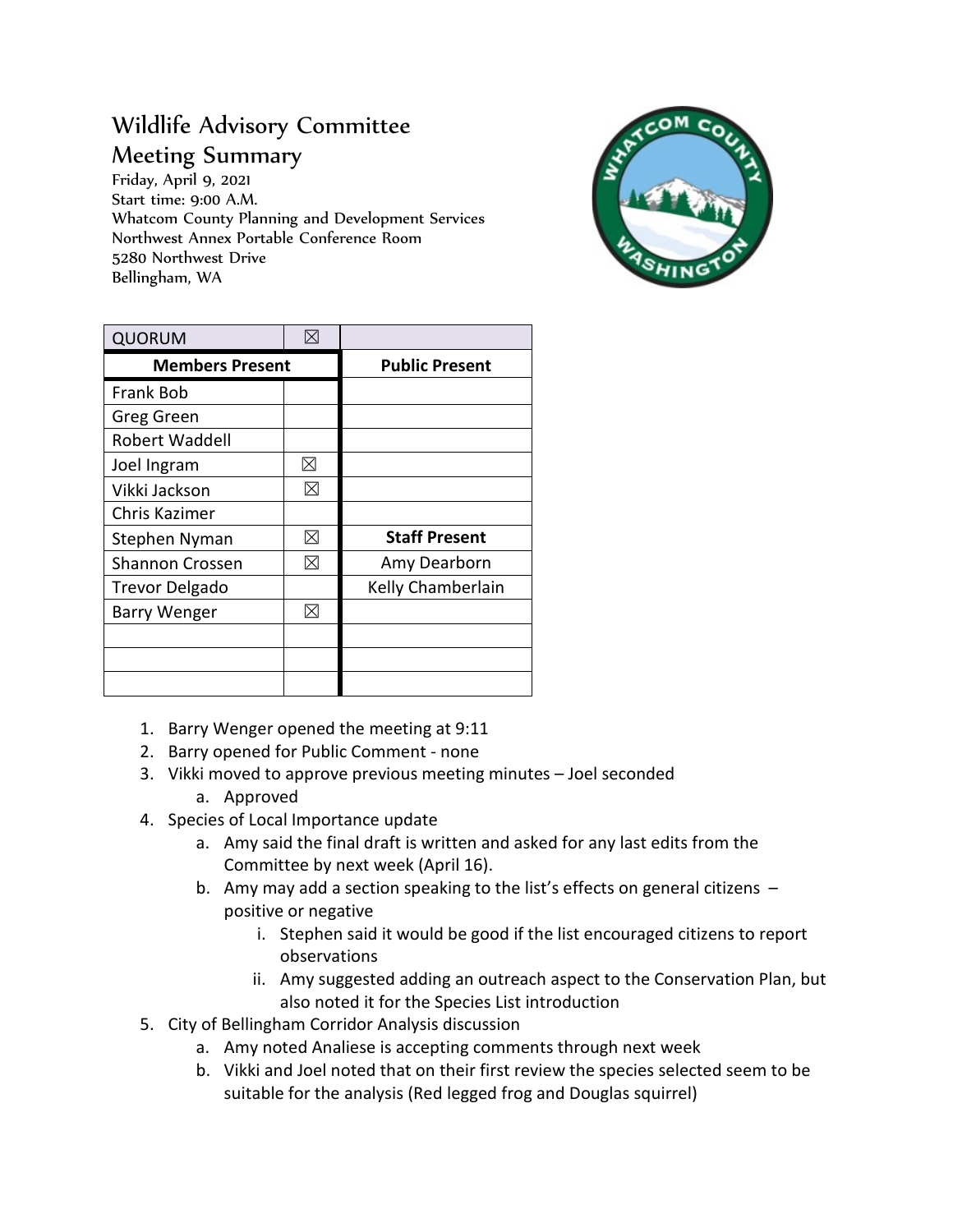# Wildlife Advisory Committee
# Meeting Summary

Friday, April 9, 2021
Start time: 9:00 A.M.
Whatcom County Planning and Development Services
Northwest Annex Portable Conference Room
5280 Northwest Drive
Bellingham, WA

| QUORUM | ☒ | |
|---|---|---|
| **Members Present** | | **Public Present** |
| Frank Bob | | |
| Greg Green | | |
| Robert Waddell | | |
| Joel Ingram | ☒ | |
| Vikki Jackson | ☒ | |
| Chris Kazimer | | |
| Stephen Nyman | ☒ | **Staff Present** |
| Shannon Crossen | ☒ | Amy Dearborn |
| Trevor Delgado | | Kelly Chamberlain |
| Barry Wenger | ☒ | |
| | | |
| | | |
| | | |

1. Barry Wenger opened the meeting at 9:11
2. Barry opened for Public Comment - none
3. Vikki moved to approve previous meeting minutes – Joel seconded
   a. Approved
4. Species of Local Importance update
   a. Amy said the final draft is written and asked for any last edits from the Committee by next week (April 16).
   b. Amy may add a section speaking to the list's effects on general citizens – positive or negative
      i. Stephen said it would be good if the list encouraged citizens to report observations
      ii. Amy suggested adding an outreach aspect to the Conservation Plan, but also noted it for the Species List introduction
5. City of Bellingham Corridor Analysis discussion
   a. Amy noted Analiese is accepting comments through next week
   b. Vikki and Joel noted that on their first review the species selected seem to be suitable for the analysis (Red legged frog and Douglas squirrel)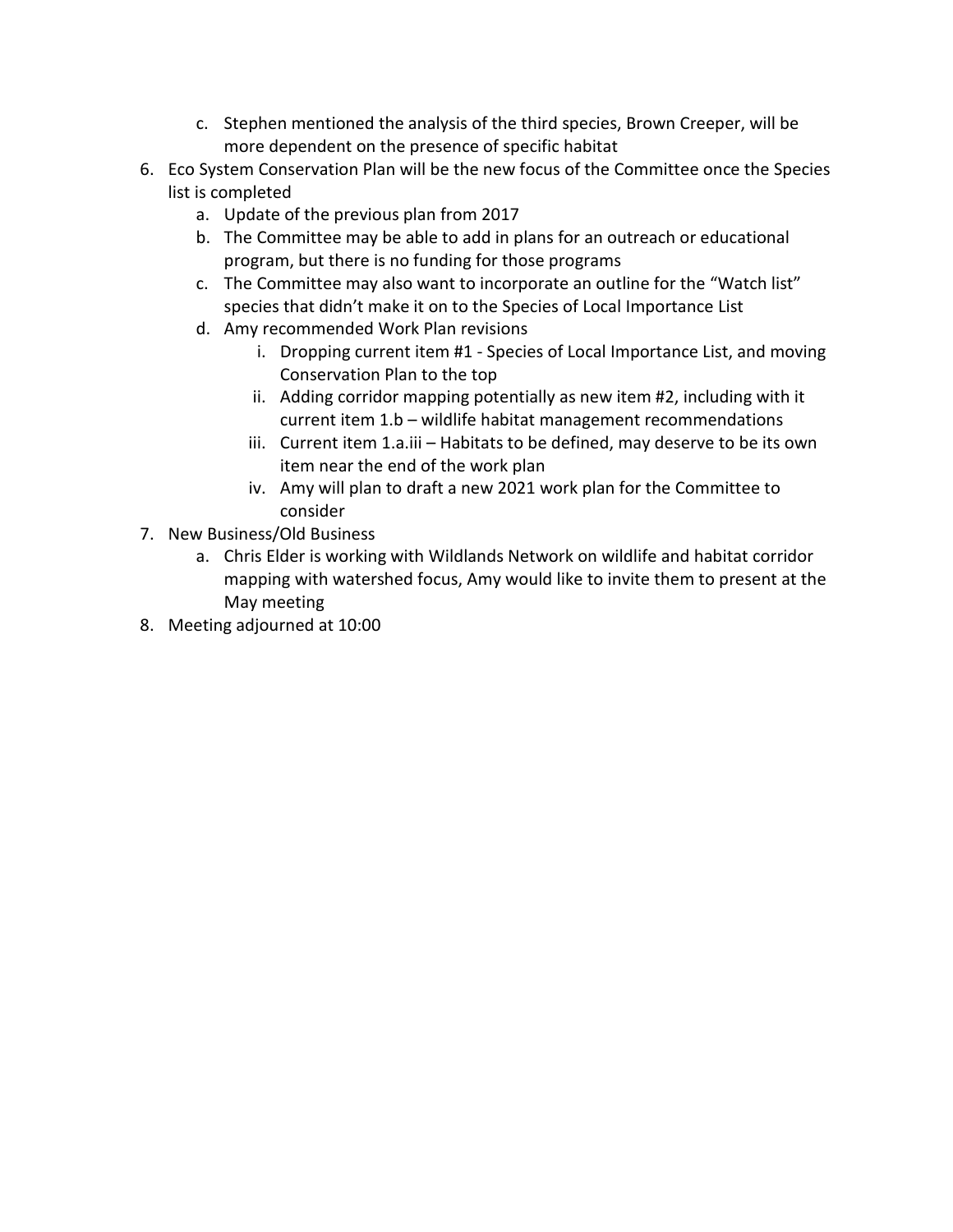c. Stephen mentioned the analysis of the third species, Brown Creeper, will be more dependent on the presence of specific habitat

6. Eco System Conservation Plan will be the new focus of the Committee once the Species list is completed
   a. Update of the previous plan from 2017
   b. The Committee may be able to add in plans for an outreach or educational program, but there is no funding for those programs
   c. The Committee may also want to incorporate an outline for the "Watch list" species that didn't make it on to the Species of Local Importance List
   d. Amy recommended Work Plan revisions
      i. Dropping current item #1 - Species of Local Importance List, and moving Conservation Plan to the top
      ii. Adding corridor mapping potentially as new item #2, including with it current item 1.b – wildlife habitat management recommendations
      iii. Current item 1.a.iii – Habitats to be defined, may deserve to be its own item near the end of the work plan
      iv. Amy will plan to draft a new 2021 work plan for the Committee to consider
7. New Business/Old Business
   a. Chris Elder is working with Wildlands Network on wildlife and habitat corridor mapping with watershed focus, Amy would like to invite them to present at the May meeting
8. Meeting adjourned at 10:00